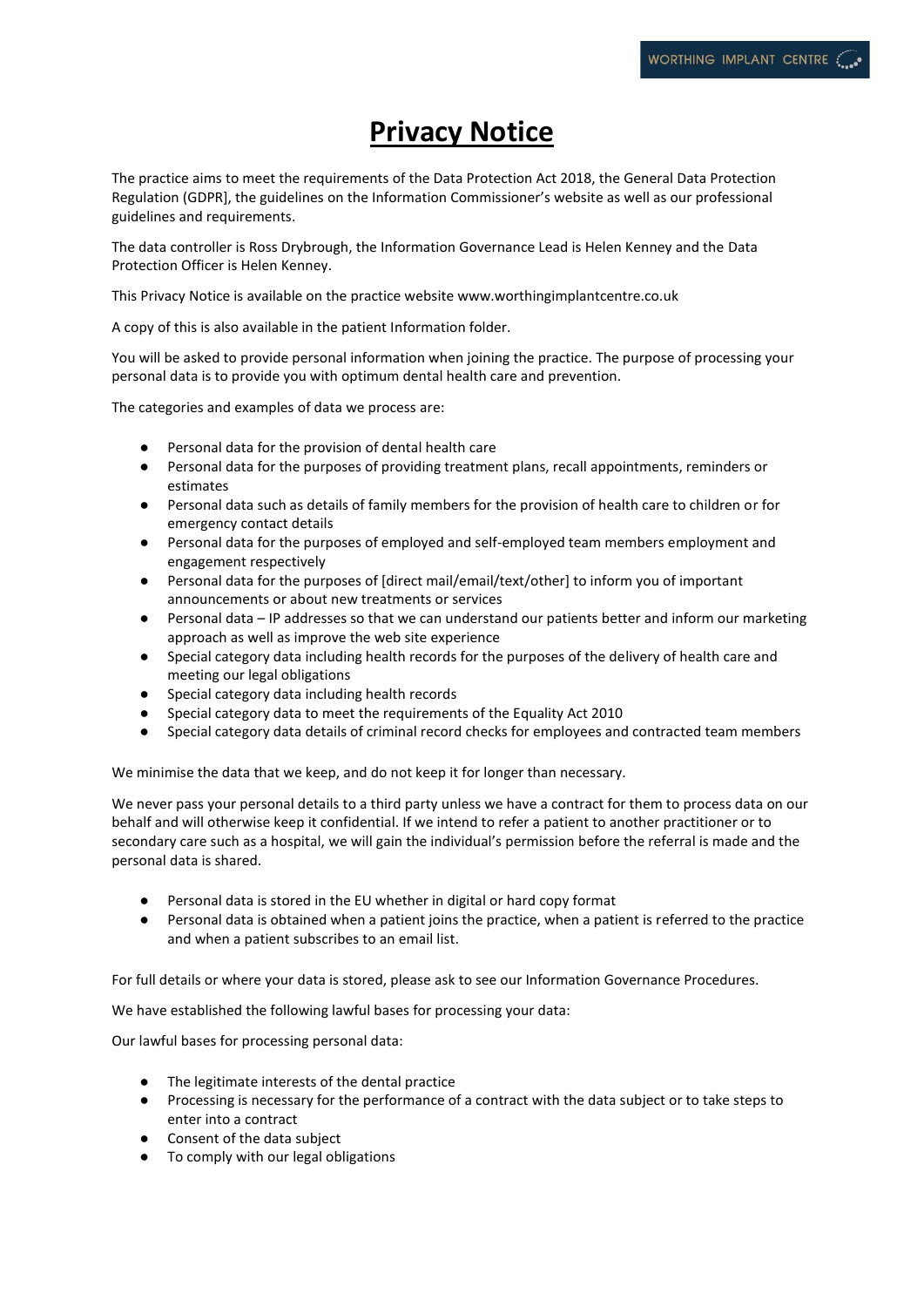# Privacy Notice

The practice aims to meet the requirements of the Data Protection Act 2018, the General Data Protection Regulation (GDPR], the guidelines on the Information Commissioner's website as well as our professional guidelines and requirements.

The data controller is Ross Drybrough, the Information Governance Lead is Helen Kenney and the Data Protection Officer is Helen Kenney.

This Privacy Notice is available on the practice website www.worthingimplantcentre.co.uk

A copy of this is also available in the patient Information folder.

You will be asked to provide personal information when joining the practice. The purpose of processing your personal data is to provide you with optimum dental health care and prevention.

The categories and examples of data we process are:

- Personal data for the provision of dental health care
- Personal data for the purposes of providing treatment plans, recall appointments, reminders or estimates
- Personal data such as details of family members for the provision of health care to children or for emergency contact details
- Personal data for the purposes of employed and self-employed team members employment and engagement respectively
- Personal data for the purposes of [direct mail/email/text/other] to inform you of important announcements or about new treatments or services
- Personal data – IP addresses so that we can understand our patients better and inform our marketing approach as well as improve the web site experience
- Special category data including health records for the purposes of the delivery of health care and meeting our legal obligations
- Special category data including health records
- Special category data to meet the requirements of the Equality Act 2010
- Special category data details of criminal record checks for employees and contracted team members

We minimise the data that we keep, and do not keep it for longer than necessary.

We never pass your personal details to a third party unless we have a contract for them to process data on our behalf and will otherwise keep it confidential. If we intend to refer a patient to another practitioner or to secondary care such as a hospital, we will gain the individual's permission before the referral is made and the personal data is shared.

- Personal data is stored in the EU whether in digital or hard copy format
- Personal data is obtained when a patient joins the practice, when a patient is referred to the practice and when a patient subscribes to an email list.

For full details or where your data is stored, please ask to see our Information Governance Procedures.

We have established the following lawful bases for processing your data:

Our lawful bases for processing personal data:

- The legitimate interests of the dental practice
- Processing is necessary for the performance of a contract with the data subject or to take steps to enter into a contract
- Consent of the data subject
- To comply with our legal obligations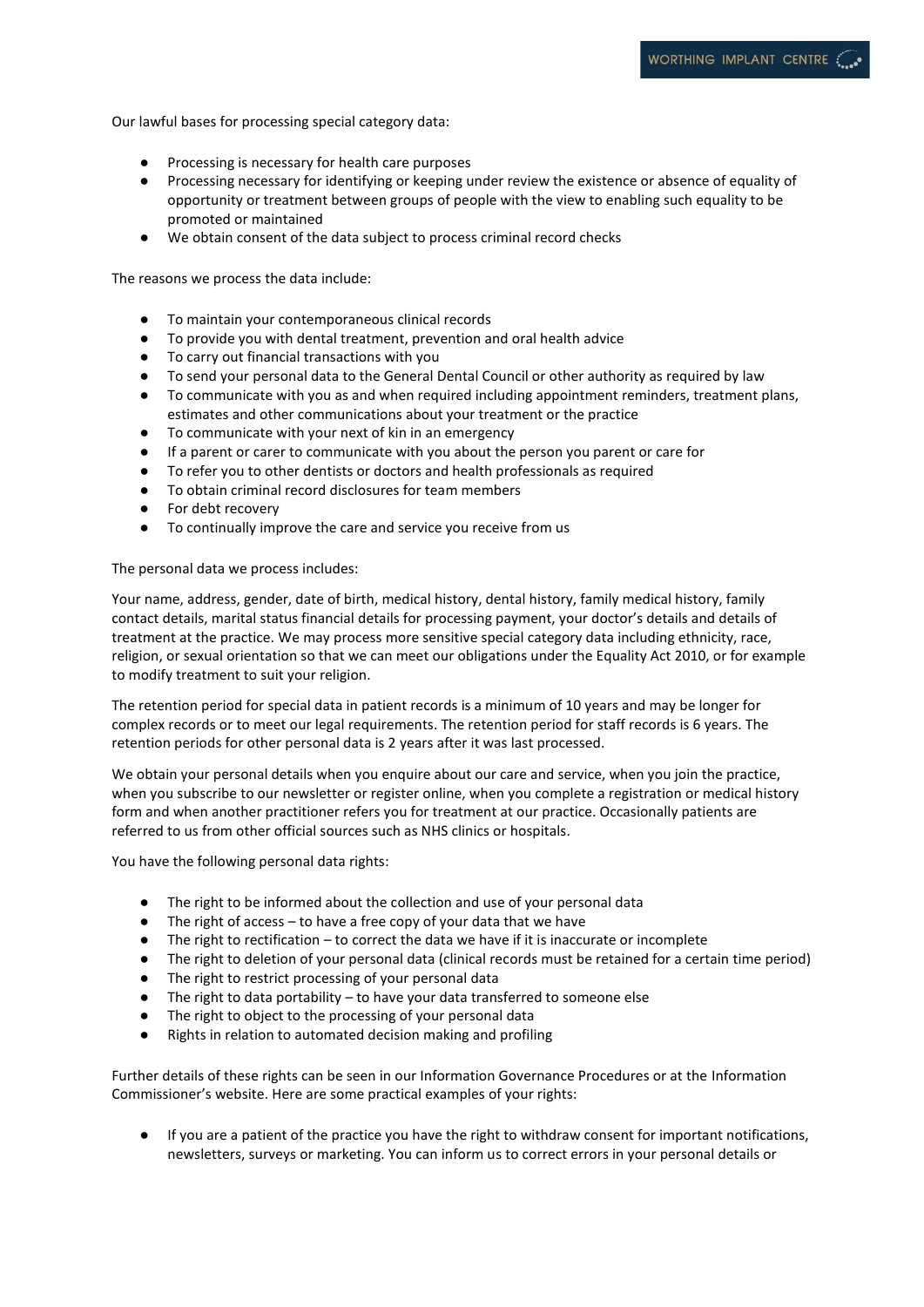Our lawful bases for processing special category data:

- Processing is necessary for health care purposes
- Processing necessary for identifying or keeping under review the existence or absence of equality of opportunity or treatment between groups of people with the view to enabling such equality to be promoted or maintained
- We obtain consent of the data subject to process criminal record checks

The reasons we process the data include:

- To maintain your contemporaneous clinical records
- To provide you with dental treatment, prevention and oral health advice
- To carry out financial transactions with you
- To send your personal data to the General Dental Council or other authority as required by law
- To communicate with you as and when required including appointment reminders, treatment plans, estimates and other communications about your treatment or the practice
- To communicate with your next of kin in an emergency
- If a parent or carer to communicate with you about the person you parent or care for
- To refer you to other dentists or doctors and health professionals as required
- To obtain criminal record disclosures for team members
- For debt recovery
- To continually improve the care and service you receive from us

The personal data we process includes:

Your name, address, gender, date of birth, medical history, dental history, family medical history, family contact details, marital status financial details for processing payment, your doctor's details and details of treatment at the practice. We may process more sensitive special category data including ethnicity, race, religion, or sexual orientation so that we can meet our obligations under the Equality Act 2010, or for example to modify treatment to suit your religion.

The retention period for special data in patient records is a minimum of 10 years and may be longer for complex records or to meet our legal requirements. The retention period for staff records is 6 years. The retention periods for other personal data is 2 years after it was last processed.

We obtain your personal details when you enquire about our care and service, when you join the practice, when you subscribe to our newsletter or register online, when you complete a registration or medical history form and when another practitioner refers you for treatment at our practice. Occasionally patients are referred to us from other official sources such as NHS clinics or hospitals.

You have the following personal data rights:

- The right to be informed about the collection and use of your personal data
- The right of access – to have a free copy of your data that we have
- The right to rectification – to correct the data we have if it is inaccurate or incomplete
- The right to deletion of your personal data (clinical records must be retained for a certain time period)
- The right to restrict processing of your personal data
- The right to data portability – to have your data transferred to someone else
- The right to object to the processing of your personal data
- Rights in relation to automated decision making and profiling

Further details of these rights can be seen in our Information Governance Procedures or at the Information Commissioner's website. Here are some practical examples of your rights:

- If you are a patient of the practice you have the right to withdraw consent for important notifications, newsletters, surveys or marketing. You can inform us to correct errors in your personal details or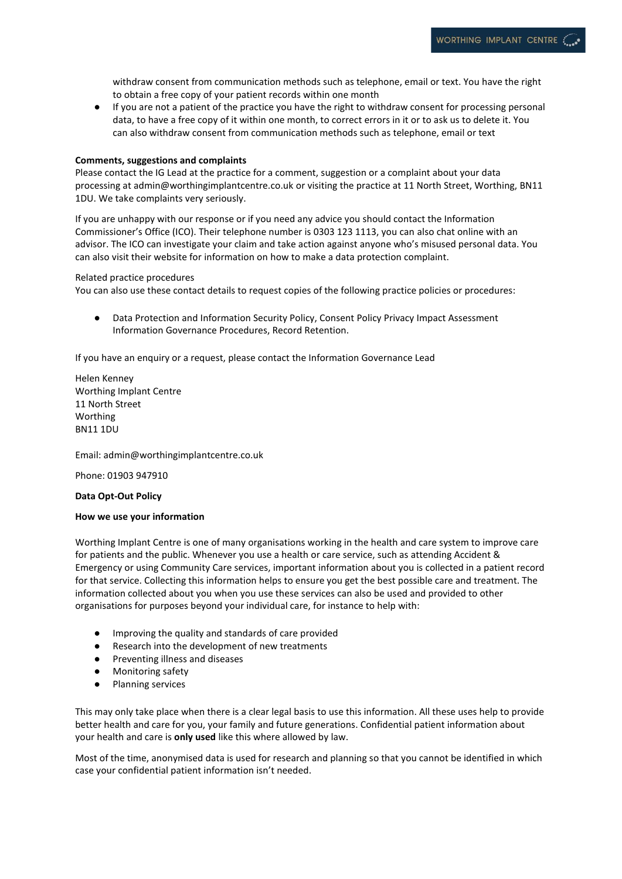withdraw consent from communication methods such as telephone, email or text. You have the right to obtain a free copy of your patient records within one month

- If you are not a patient of the practice you have the right to withdraw consent for processing personal data, to have a free copy of it within one month, to correct errors in it or to ask us to delete it. You can also withdraw consent from communication methods such as telephone, email or text

**Comments, suggestions and complaints**

Please contact the IG Lead at the practice for a comment, suggestion or a complaint about your data processing at admin@worthingimplantcentre.co.uk or visiting the practice at 11 North Street, Worthing, BN11 1DU. We take complaints very seriously.

If you are unhappy with our response or if you need any advice you should contact the Information Commissioner's Office (ICO). Their telephone number is 0303 123 1113, you can also chat online with an advisor. The ICO can investigate your claim and take action against anyone who's misused personal data. You can also visit their website for information on how to make a data protection complaint.

Related practice procedures

You can also use these contact details to request copies of the following practice policies or procedures:

- Data Protection and Information Security Policy, Consent Policy Privacy Impact Assessment Information Governance Procedures, Record Retention.

If you have an enquiry or a request, please contact the Information Governance Lead

Helen Kenney
Worthing Implant Centre
11 North Street
Worthing
BN11 1DU

Email: admin@worthingimplantcentre.co.uk

Phone: 01903 947910

**Data Opt-Out Policy**

**How we use your information**

Worthing Implant Centre is one of many organisations working in the health and care system to improve care for patients and the public. Whenever you use a health or care service, such as attending Accident & Emergency or using Community Care services, important information about you is collected in a patient record for that service. Collecting this information helps to ensure you get the best possible care and treatment. The information collected about you when you use these services can also be used and provided to other organisations for purposes beyond your individual care, for instance to help with:

- Improving the quality and standards of care provided
- Research into the development of new treatments
- Preventing illness and diseases
- Monitoring safety
- Planning services

This may only take place when there is a clear legal basis to use this information. All these uses help to provide better health and care for you, your family and future generations. Confidential patient information about your health and care is **only used** like this where allowed by law.

Most of the time, anonymised data is used for research and planning so that you cannot be identified in which case your confidential patient information isn't needed.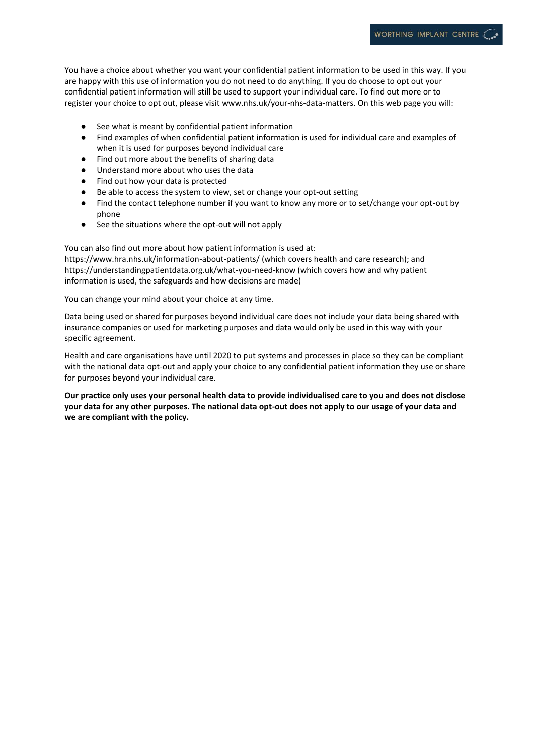You have a choice about whether you want your confidential patient information to be used in this way. If you are happy with this use of information you do not need to do anything. If you do choose to opt out your confidential patient information will still be used to support your individual care. To find out more or to register your choice to opt out, please visit www.nhs.uk/your-nhs-data-matters. On this web page you will:

- See what is meant by confidential patient information
- Find examples of when confidential patient information is used for individual care and examples of when it is used for purposes beyond individual care
- Find out more about the benefits of sharing data
- Understand more about who uses the data
- Find out how your data is protected
- Be able to access the system to view, set or change your opt-out setting
- Find the contact telephone number if you want to know any more or to set/change your opt-out by phone
- See the situations where the opt-out will not apply

You can also find out more about how patient information is used at:
https://www.hra.nhs.uk/information-about-patients/ (which covers health and care research); and https://understandingpatientdata.org.uk/what-you-need-know (which covers how and why patient information is used, the safeguards and how decisions are made)

You can change your mind about your choice at any time.

Data being used or shared for purposes beyond individual care does not include your data being shared with insurance companies or used for marketing purposes and data would only be used in this way with your specific agreement.

Health and care organisations have until 2020 to put systems and processes in place so they can be compliant with the national data opt-out and apply your choice to any confidential patient information they use or share for purposes beyond your individual care.

**Our practice only uses your personal health data to provide individualised care to you and does not disclose your data for any other purposes. The national data opt-out does not apply to our usage of your data and we are compliant with the policy.**